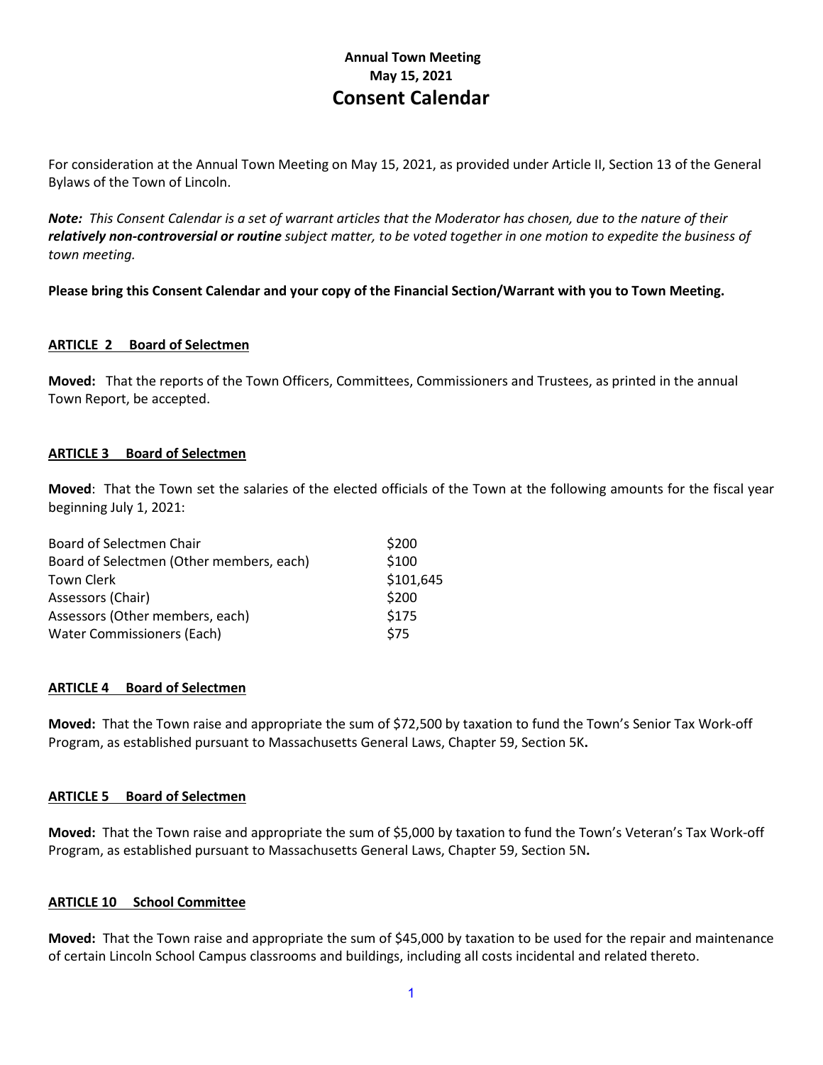# Annual Town Meeting
## May 15, 2021
# Consent Calendar

For consideration at the Annual Town Meeting on May 15, 2021, as provided under Article II, Section 13 of the General Bylaws of the Town of Lincoln.

***Note:*** *This Consent Calendar is a set of warrant articles that the Moderator has chosen, due to the nature of their* ***relatively non-controversial or routine*** *subject matter, to be voted together in one motion to expedite the business of town meeting.*

**Please bring this Consent Calendar and your copy of the Financial Section/Warrant with you to Town Meeting.**

**ARTICLE 2 Board of Selectmen**

**Moved:** That the reports of the Town Officers, Committees, Commissioners and Trustees, as printed in the annual Town Report, be accepted.

**ARTICLE 3 Board of Selectmen**

**Moved**: That the Town set the salaries of the elected officials of the Town at the following amounts for the fiscal year beginning July 1, 2021:

| | |
|---|---|
| Board of Selectmen Chair | $200 |
| Board of Selectmen (Other members, each) | $100 |
| Town Clerk | $101,645 |
| Assessors (Chair) | $200 |
| Assessors (Other members, each) | $175 |
| Water Commissioners (Each) | $75 |

**ARTICLE 4 Board of Selectmen**

**Moved:** That the Town raise and appropriate the sum of $72,500 by taxation to fund the Town's Senior Tax Work-off Program, as established pursuant to Massachusetts General Laws, Chapter 59, Section 5K**.**

**ARTICLE 5 Board of Selectmen**

**Moved:** That the Town raise and appropriate the sum of $5,000 by taxation to fund the Town's Veteran's Tax Work-off Program, as established pursuant to Massachusetts General Laws, Chapter 59, Section 5N**.**

**ARTICLE 10 School Committee**

**Moved:** That the Town raise and appropriate the sum of $45,000 by taxation to be used for the repair and maintenance of certain Lincoln School Campus classrooms and buildings, including all costs incidental and related thereto.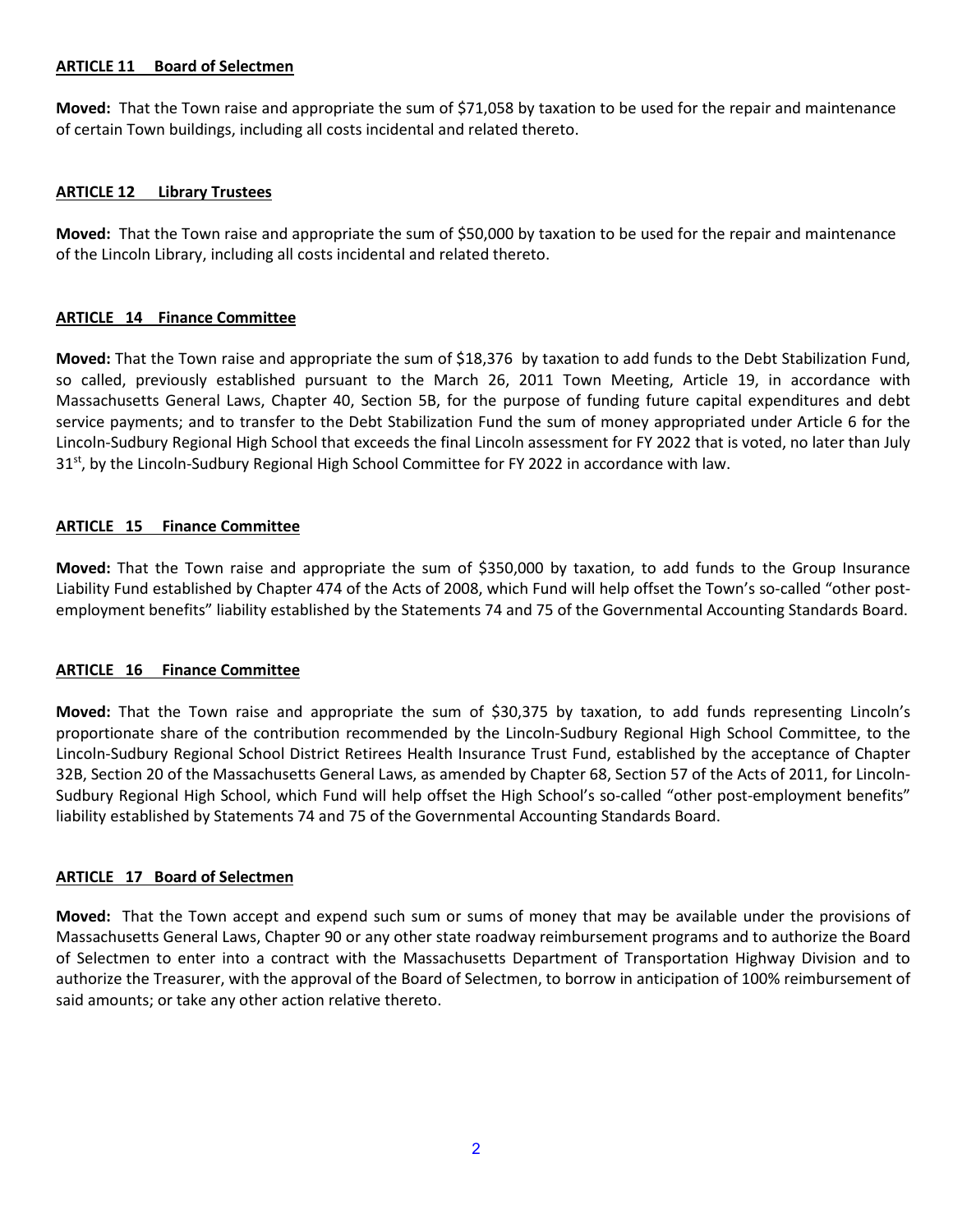## ARTICLE 11 Board of Selectmen

**Moved:** That the Town raise and appropriate the sum of $71,058 by taxation to be used for the repair and maintenance of certain Town buildings, including all costs incidental and related thereto.

## ARTICLE 12 Library Trustees

**Moved:** That the Town raise and appropriate the sum of $50,000 by taxation to be used for the repair and maintenance of the Lincoln Library, including all costs incidental and related thereto.

## ARTICLE 14 Finance Committee

**Moved:** That the Town raise and appropriate the sum of $18,376 by taxation to add funds to the Debt Stabilization Fund, so called, previously established pursuant to the March 26, 2011 Town Meeting, Article 19, in accordance with Massachusetts General Laws, Chapter 40, Section 5B, for the purpose of funding future capital expenditures and debt service payments; and to transfer to the Debt Stabilization Fund the sum of money appropriated under Article 6 for the Lincoln-Sudbury Regional High School that exceeds the final Lincoln assessment for FY 2022 that is voted, no later than July 31st, by the Lincoln-Sudbury Regional High School Committee for FY 2022 in accordance with law.

## ARTICLE 15 Finance Committee

**Moved:** That the Town raise and appropriate the sum of $350,000 by taxation, to add funds to the Group Insurance Liability Fund established by Chapter 474 of the Acts of 2008, which Fund will help offset the Town's so-called "other post-employment benefits" liability established by the Statements 74 and 75 of the Governmental Accounting Standards Board.

## ARTICLE 16 Finance Committee

**Moved:** That the Town raise and appropriate the sum of $30,375 by taxation, to add funds representing Lincoln's proportionate share of the contribution recommended by the Lincoln-Sudbury Regional High School Committee, to the Lincoln-Sudbury Regional School District Retirees Health Insurance Trust Fund, established by the acceptance of Chapter 32B, Section 20 of the Massachusetts General Laws, as amended by Chapter 68, Section 57 of the Acts of 2011, for Lincoln-Sudbury Regional High School, which Fund will help offset the High School's so-called "other post-employment benefits" liability established by Statements 74 and 75 of the Governmental Accounting Standards Board.

## ARTICLE 17 Board of Selectmen

**Moved:** That the Town accept and expend such sum or sums of money that may be available under the provisions of Massachusetts General Laws, Chapter 90 or any other state roadway reimbursement programs and to authorize the Board of Selectmen to enter into a contract with the Massachusetts Department of Transportation Highway Division and to authorize the Treasurer, with the approval of the Board of Selectmen, to borrow in anticipation of 100% reimbursement of said amounts; or take any other action relative thereto.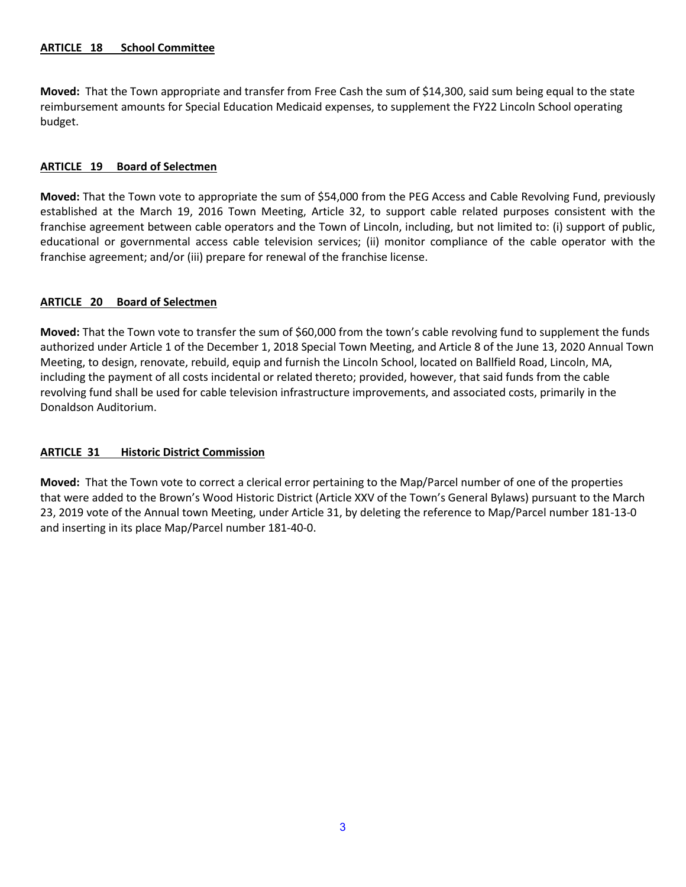**ARTICLE 18 School Committee**

**Moved:** That the Town appropriate and transfer from Free Cash the sum of $14,300, said sum being equal to the state reimbursement amounts for Special Education Medicaid expenses, to supplement the FY22 Lincoln School operating budget.

**ARTICLE 19 Board of Selectmen**

**Moved:** That the Town vote to appropriate the sum of $54,000 from the PEG Access and Cable Revolving Fund, previously established at the March 19, 2016 Town Meeting, Article 32, to support cable related purposes consistent with the franchise agreement between cable operators and the Town of Lincoln, including, but not limited to: (i) support of public, educational or governmental access cable television services; (ii) monitor compliance of the cable operator with the franchise agreement; and/or (iii) prepare for renewal of the franchise license.

**ARTICLE 20 Board of Selectmen**

**Moved:** That the Town vote to transfer the sum of $60,000 from the town's cable revolving fund to supplement the funds authorized under Article 1 of the December 1, 2018 Special Town Meeting, and Article 8 of the June 13, 2020 Annual Town Meeting, to design, renovate, rebuild, equip and furnish the Lincoln School, located on Ballfield Road, Lincoln, MA, including the payment of all costs incidental or related thereto; provided, however, that said funds from the cable revolving fund shall be used for cable television infrastructure improvements, and associated costs, primarily in the Donaldson Auditorium.

**ARTICLE 31 Historic District Commission**

**Moved:** That the Town vote to correct a clerical error pertaining to the Map/Parcel number of one of the properties that were added to the Brown's Wood Historic District (Article XXV of the Town's General Bylaws) pursuant to the March 23, 2019 vote of the Annual town Meeting, under Article 31, by deleting the reference to Map/Parcel number 181-13-0 and inserting in its place Map/Parcel number 181-40-0.